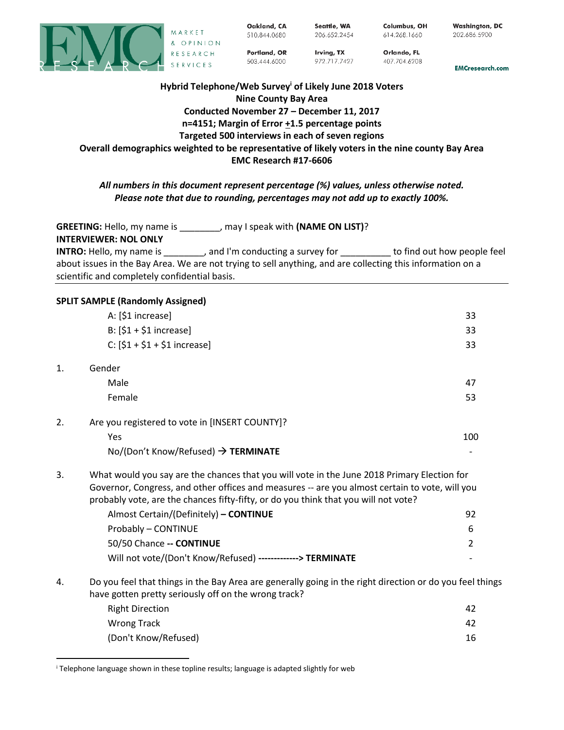EMC RESEARCH — MARKET & OPINION RESEARCH SERVICES

Oakland, CA 510.844.0680 | Seattle, WA 206.652.2454 | Columbus, OH 614.268.1660 | Washington, DC 202.686.5900
Portland, OR 503.444.6000 | Irving, TX 972.717.7427 | Orlando, FL 407.704.6208

EMCresearch.com

**Hybrid Telephone/Web Survey[i] of Likely June 2018 Voters**
**Nine County Bay Area**
**Conducted November 27 – December 11, 2017**
**n=4151; Margin of Error ±1.5 percentage points**
**Targeted 500 interviews in each of seven regions**
**Overall demographics weighted to be representative of likely voters in the nine county Bay Area**
**EMC Research #17-6606**

***All numbers in this document represent percentage (%) values, unless otherwise noted.***
***Please note that due to rounding, percentages may not add up to exactly 100%.***

**GREETING:** Hello, my name is ________, may I speak with **(NAME ON LIST)**?
**INTERVIEWER: NOL ONLY**
**INTRO:** Hello, my name is ________, and I'm conducting a survey for __________ to find out how people feel about issues in the Bay Area. We are not trying to sell anything, and are collecting this information on a scientific and completely confidential basis.

**SPLIT SAMPLE (Randomly Assigned)**

| | |
|---|---|
| A: [$1 increase] | 33 |
| B: [$1 + $1 increase] | 33 |
| C: [$1 + $1 + $1 increase] | 33 |

1. Gender

| | |
|---|---|
| Male | 47 |
| Female | 53 |

2. Are you registered to vote in [INSERT COUNTY]?

| | |
|---|---|
| Yes | 100 |
| No/(Don't Know/Refused) → **TERMINATE** | - |

3. What would you say are the chances that you will vote in the June 2018 Primary Election for Governor, Congress, and other offices and measures -- are you almost certain to vote, will you probably vote, are the chances fifty-fifty, or do you think that you will not vote?

| | |
|---|---|
| Almost Certain/(Definitely) **– CONTINUE** | 92 |
| Probably – CONTINUE | 6 |
| 50/50 Chance **-- CONTINUE** | 2 |
| Will not vote/(Don't Know/Refused) **-------------> TERMINATE** | - |

4. Do you feel that things in the Bay Area are generally going in the right direction or do you feel things have gotten pretty seriously off on the wrong track?

| | |
|---|---|
| Right Direction | 42 |
| Wrong Track | 42 |
| (Don't Know/Refused) | 16 |

---

[i] Telephone language shown in these topline results; language is adapted slightly for web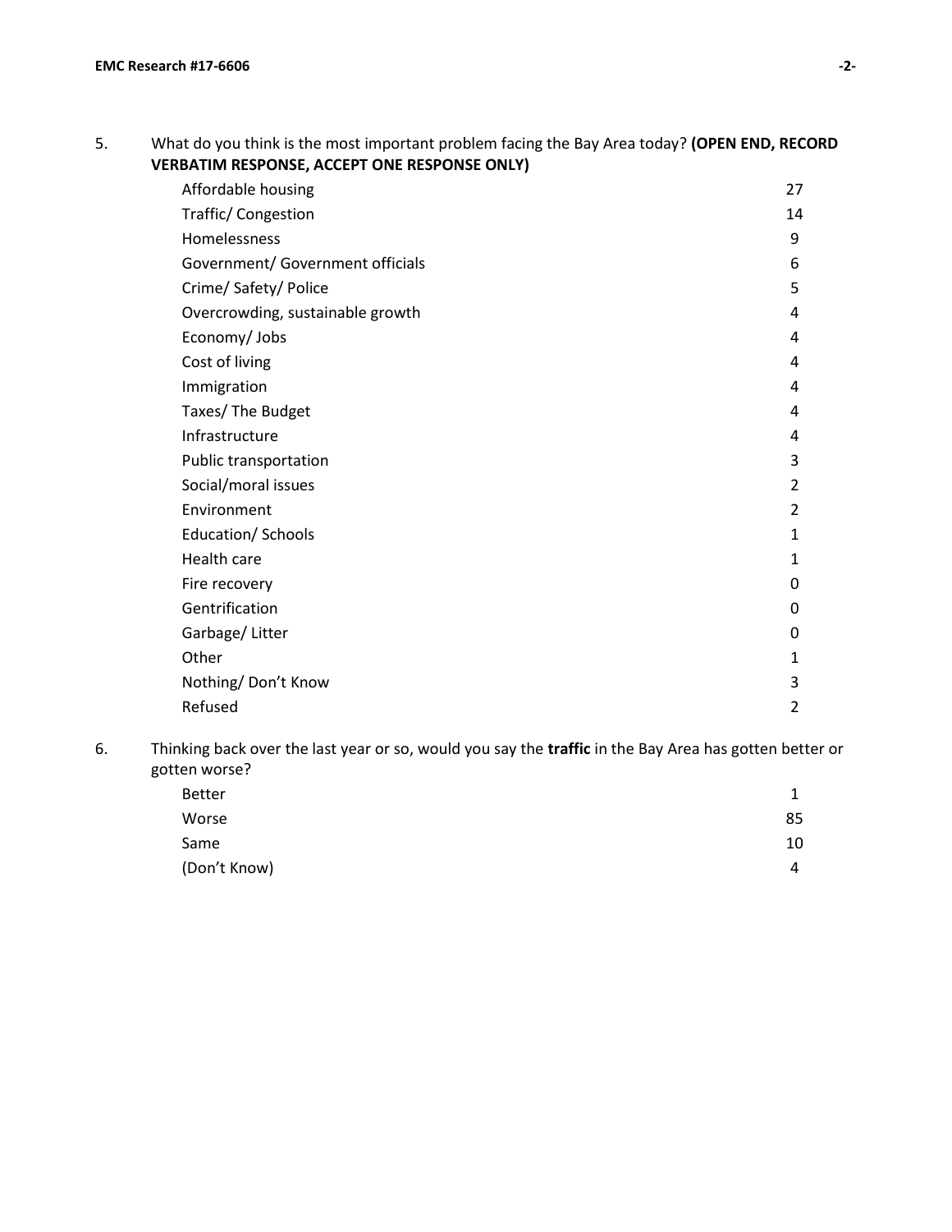5. What do you think is the most important problem facing the Bay Area today? **(OPEN END, RECORD VERBATIM RESPONSE, ACCEPT ONE RESPONSE ONLY)**

| | |
|---|---|
| Affordable housing | 27 |
| Traffic/ Congestion | 14 |
| Homelessness | 9 |
| Government/ Government officials | 6 |
| Crime/ Safety/ Police | 5 |
| Overcrowding, sustainable growth | 4 |
| Economy/ Jobs | 4 |
| Cost of living | 4 |
| Immigration | 4 |
| Taxes/ The Budget | 4 |
| Infrastructure | 4 |
| Public transportation | 3 |
| Social/moral issues | 2 |
| Environment | 2 |
| Education/ Schools | 1 |
| Health care | 1 |
| Fire recovery | 0 |
| Gentrification | 0 |
| Garbage/ Litter | 0 |
| Other | 1 |
| Nothing/ Don't Know | 3 |
| Refused | 2 |

6. Thinking back over the last year or so, would you say the **traffic** in the Bay Area has gotten better or gotten worse?

| | |
|---|---|
| Better | 1 |
| Worse | 85 |
| Same | 10 |
| (Don't Know) | 4 |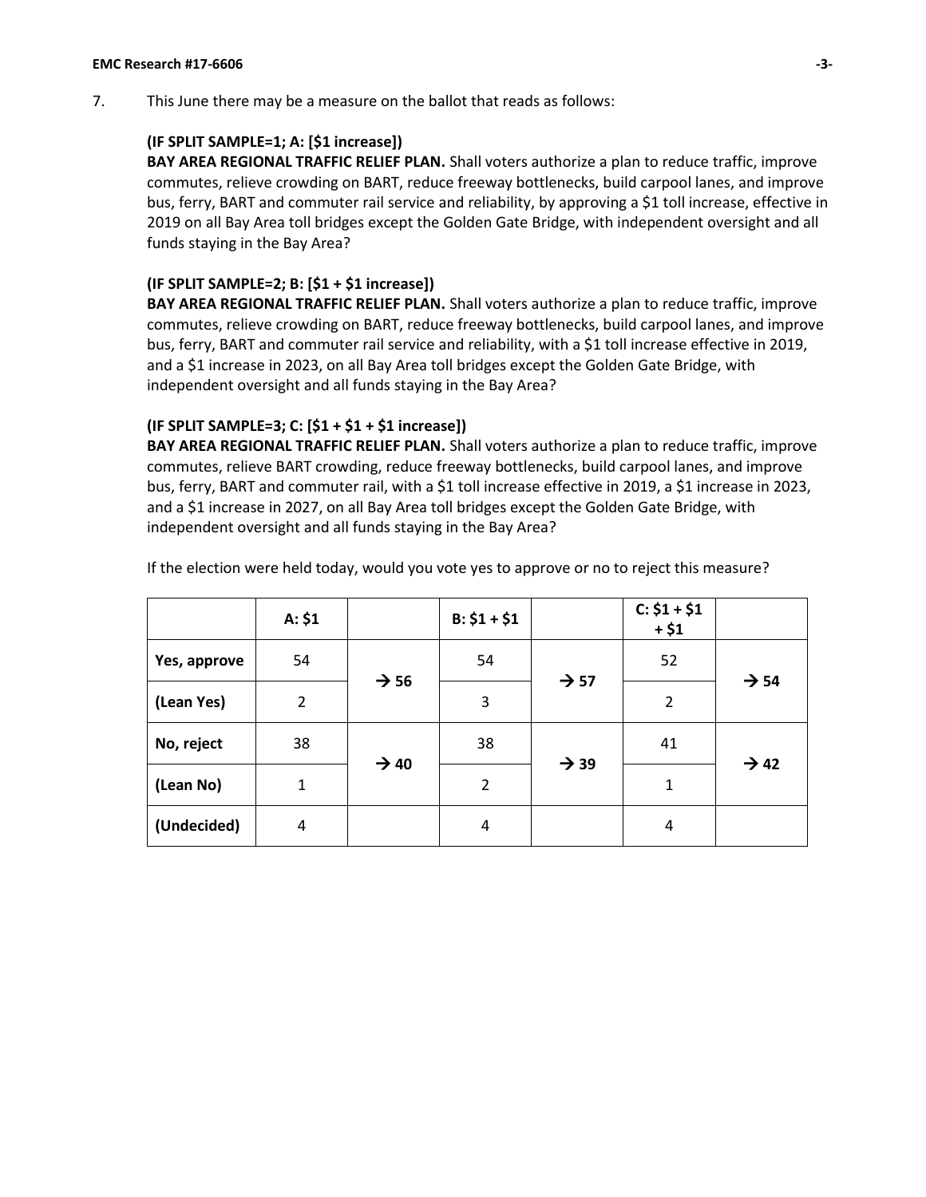7. This June there may be a measure on the ballot that reads as follows:

**(IF SPLIT SAMPLE=1; A: [$1 increase])**
**BAY AREA REGIONAL TRAFFIC RELIEF PLAN.** Shall voters authorize a plan to reduce traffic, improve commutes, relieve crowding on BART, reduce freeway bottlenecks, build carpool lanes, and improve bus, ferry, BART and commuter rail service and reliability, by approving a $1 toll increase, effective in 2019 on all Bay Area toll bridges except the Golden Gate Bridge, with independent oversight and all funds staying in the Bay Area?

**(IF SPLIT SAMPLE=2; B: [$1 + $1 increase])**
**BAY AREA REGIONAL TRAFFIC RELIEF PLAN.** Shall voters authorize a plan to reduce traffic, improve commutes, relieve crowding on BART, reduce freeway bottlenecks, build carpool lanes, and improve bus, ferry, BART and commuter rail service and reliability, with a $1 toll increase effective in 2019, and a $1 increase in 2023, on all Bay Area toll bridges except the Golden Gate Bridge, with independent oversight and all funds staying in the Bay Area?

**(IF SPLIT SAMPLE=3; C: [$1 + $1 + $1 increase])**
**BAY AREA REGIONAL TRAFFIC RELIEF PLAN.** Shall voters authorize a plan to reduce traffic, improve commutes, relieve BART crowding, reduce freeway bottlenecks, build carpool lanes, and improve bus, ferry, BART and commuter rail, with a $1 toll increase effective in 2019, a $1 increase in 2023, and a $1 increase in 2027, on all Bay Area toll bridges except the Golden Gate Bridge, with independent oversight and all funds staying in the Bay Area?

If the election were held today, would you vote yes to approve or no to reject this measure?

| | A: $1 | | B: $1 + $1 | | C: $1 + $1 + $1 | |
|---|---|---|---|---|---|---|
| **Yes, approve** | 54 | → 56 | 54 | → 57 | 52 | → 54 |
| **(Lean Yes)** | 2 | | 3 | | 2 | |
| **No, reject** | 38 | → 40 | 38 | → 39 | 41 | → 42 |
| **(Lean No)** | 1 | | 2 | | 1 | |
| **(Undecided)** | 4 | | 4 | | 4 | |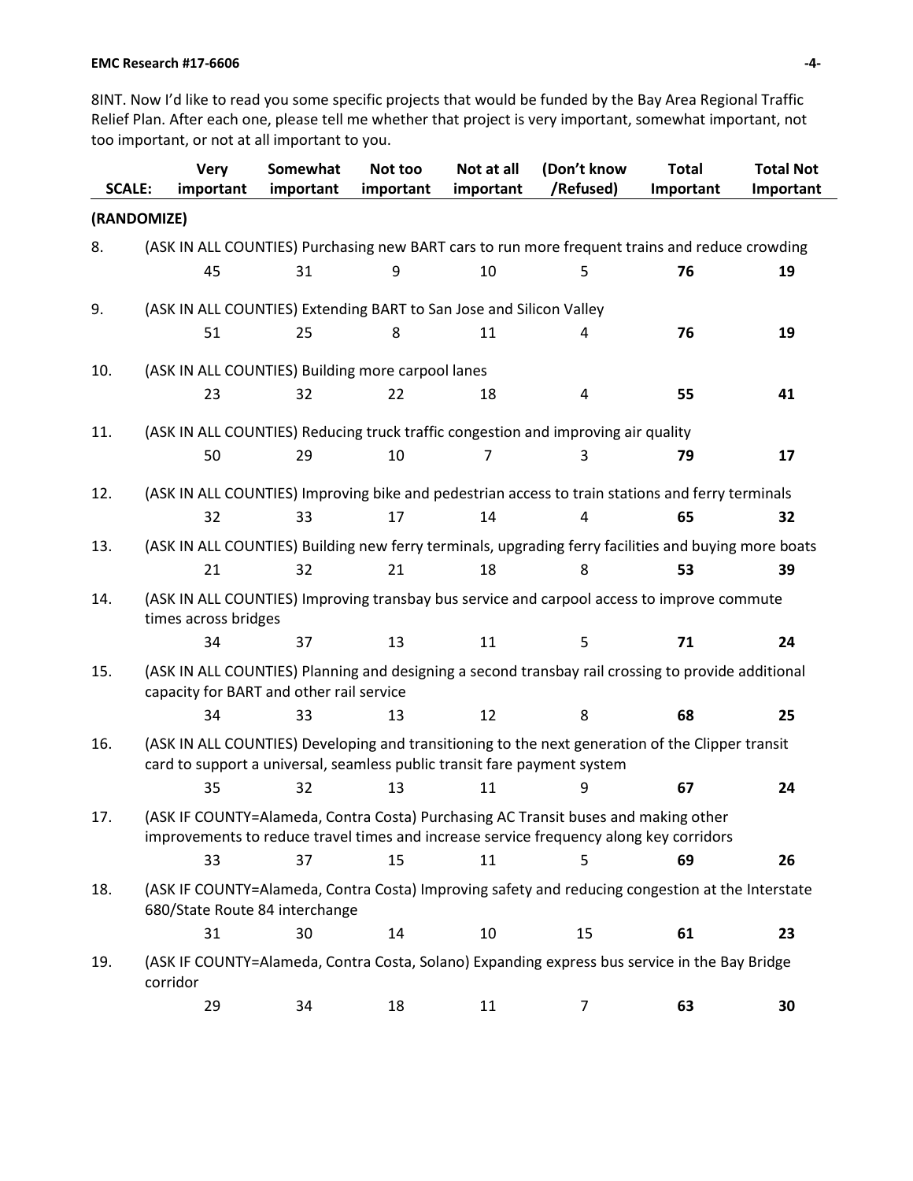8INT. Now I'd like to read you some specific projects that would be funded by the Bay Area Regional Traffic Relief Plan. After each one, please tell me whether that project is very important, somewhat important, not too important, or not at all important to you.

| SCALE: | Very important | Somewhat important | Not too important | Not at all important | (Don't know /Refused) | Total Important | Total Not Important |
|---|---|---|---|---|---|---|---|
| **(RANDOMIZE)** | | | | | | | |
| 8. (ASK IN ALL COUNTIES) Purchasing new BART cars to run more frequent trains and reduce crowding | 45 | 31 | 9 | 10 | 5 | **76** | **19** |
| 9. (ASK IN ALL COUNTIES) Extending BART to San Jose and Silicon Valley | 51 | 25 | 8 | 11 | 4 | **76** | **19** |
| 10. (ASK IN ALL COUNTIES) Building more carpool lanes | 23 | 32 | 22 | 18 | 4 | **55** | **41** |
| 11. (ASK IN ALL COUNTIES) Reducing truck traffic congestion and improving air quality | 50 | 29 | 10 | 7 | 3 | **79** | **17** |
| 12. (ASK IN ALL COUNTIES) Improving bike and pedestrian access to train stations and ferry terminals | 32 | 33 | 17 | 14 | 4 | **65** | **32** |
| 13. (ASK IN ALL COUNTIES) Building new ferry terminals, upgrading ferry facilities and buying more boats | 21 | 32 | 21 | 18 | 8 | **53** | **39** |
| 14. (ASK IN ALL COUNTIES) Improving transbay bus service and carpool access to improve commute times across bridges | 34 | 37 | 13 | 11 | 5 | **71** | **24** |
| 15. (ASK IN ALL COUNTIES) Planning and designing a second transbay rail crossing to provide additional capacity for BART and other rail service | 34 | 33 | 13 | 12 | 8 | **68** | **25** |
| 16. (ASK IN ALL COUNTIES) Developing and transitioning to the next generation of the Clipper transit card to support a universal, seamless public transit fare payment system | 35 | 32 | 13 | 11 | 9 | **67** | **24** |
| 17. (ASK IF COUNTY=Alameda, Contra Costa) Purchasing AC Transit buses and making other improvements to reduce travel times and increase service frequency along key corridors | 33 | 37 | 15 | 11 | 5 | **69** | **26** |
| 18. (ASK IF COUNTY=Alameda, Contra Costa) Improving safety and reducing congestion at the Interstate 680/State Route 84 interchange | 31 | 30 | 14 | 10 | 15 | **61** | **23** |
| 19. (ASK IF COUNTY=Alameda, Contra Costa, Solano) Expanding express bus service in the Bay Bridge corridor | 29 | 34 | 18 | 11 | 7 | **63** | **30** |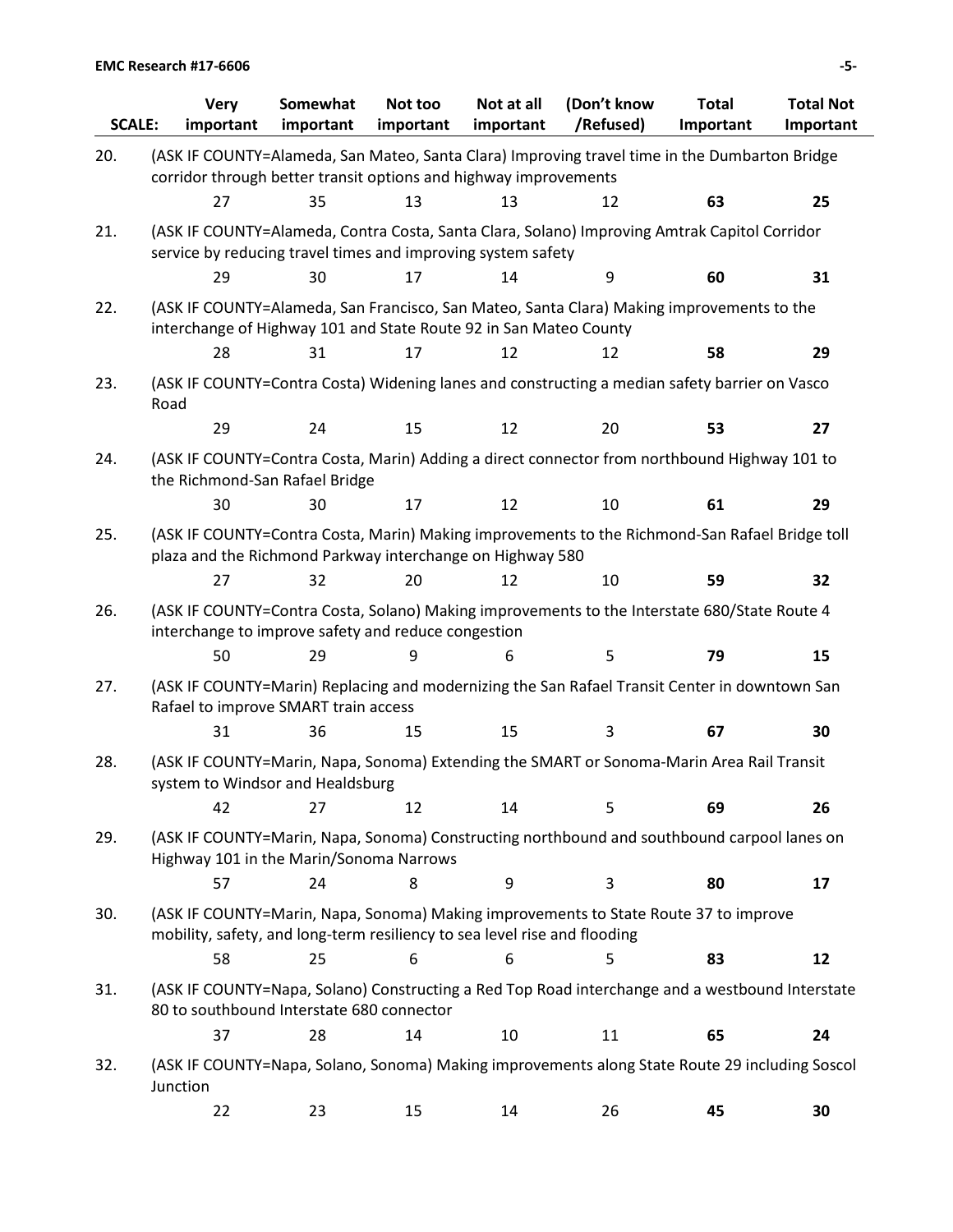| SCALE: | Very important | Somewhat important | Not too important | Not at all important | (Don't know /Refused) | Total Important | Total Not Important |
|---|---|---|---|---|---|---|---|
| 20. (ASK IF COUNTY=Alameda, San Mateo, Santa Clara) Improving travel time in the Dumbarton Bridge corridor through better transit options and highway improvements | | | | | | | |
| | 27 | 35 | 13 | 13 | 12 | **63** | **25** |
| 21. (ASK IF COUNTY=Alameda, Contra Costa, Santa Clara, Solano) Improving Amtrak Capitol Corridor service by reducing travel times and improving system safety | | | | | | | |
| | 29 | 30 | 17 | 14 | 9 | **60** | **31** |
| 22. (ASK IF COUNTY=Alameda, San Francisco, San Mateo, Santa Clara) Making improvements to the interchange of Highway 101 and State Route 92 in San Mateo County | | | | | | | |
| | 28 | 31 | 17 | 12 | 12 | **58** | **29** |
| 23. (ASK IF COUNTY=Contra Costa) Widening lanes and constructing a median safety barrier on Vasco Road | | | | | | | |
| | 29 | 24 | 15 | 12 | 20 | **53** | **27** |
| 24. (ASK IF COUNTY=Contra Costa, Marin) Adding a direct connector from northbound Highway 101 to the Richmond-San Rafael Bridge | | | | | | | |
| | 30 | 30 | 17 | 12 | 10 | **61** | **29** |
| 25. (ASK IF COUNTY=Contra Costa, Marin) Making improvements to the Richmond-San Rafael Bridge toll plaza and the Richmond Parkway interchange on Highway 580 | | | | | | | |
| | 27 | 32 | 20 | 12 | 10 | **59** | **32** |
| 26. (ASK IF COUNTY=Contra Costa, Solano) Making improvements to the Interstate 680/State Route 4 interchange to improve safety and reduce congestion | | | | | | | |
| | 50 | 29 | 9 | 6 | 5 | **79** | **15** |
| 27. (ASK IF COUNTY=Marin) Replacing and modernizing the San Rafael Transit Center in downtown San Rafael to improve SMART train access | | | | | | | |
| | 31 | 36 | 15 | 15 | 3 | **67** | **30** |
| 28. (ASK IF COUNTY=Marin, Napa, Sonoma) Extending the SMART or Sonoma-Marin Area Rail Transit system to Windsor and Healdsburg | | | | | | | |
| | 42 | 27 | 12 | 14 | 5 | **69** | **26** |
| 29. (ASK IF COUNTY=Marin, Napa, Sonoma) Constructing northbound and southbound carpool lanes on Highway 101 in the Marin/Sonoma Narrows | | | | | | | |
| | 57 | 24 | 8 | 9 | 3 | **80** | **17** |
| 30. (ASK IF COUNTY=Marin, Napa, Sonoma) Making improvements to State Route 37 to improve mobility, safety, and long-term resiliency to sea level rise and flooding | | | | | | | |
| | 58 | 25 | 6 | 6 | 5 | **83** | **12** |
| 31. (ASK IF COUNTY=Napa, Solano) Constructing a Red Top Road interchange and a westbound Interstate 80 to southbound Interstate 680 connector | | | | | | | |
| | 37 | 28 | 14 | 10 | 11 | **65** | **24** |
| 32. (ASK IF COUNTY=Napa, Solano, Sonoma) Making improvements along State Route 29 including Soscol Junction | | | | | | | |
| | 22 | 23 | 15 | 14 | 26 | **45** | **30** |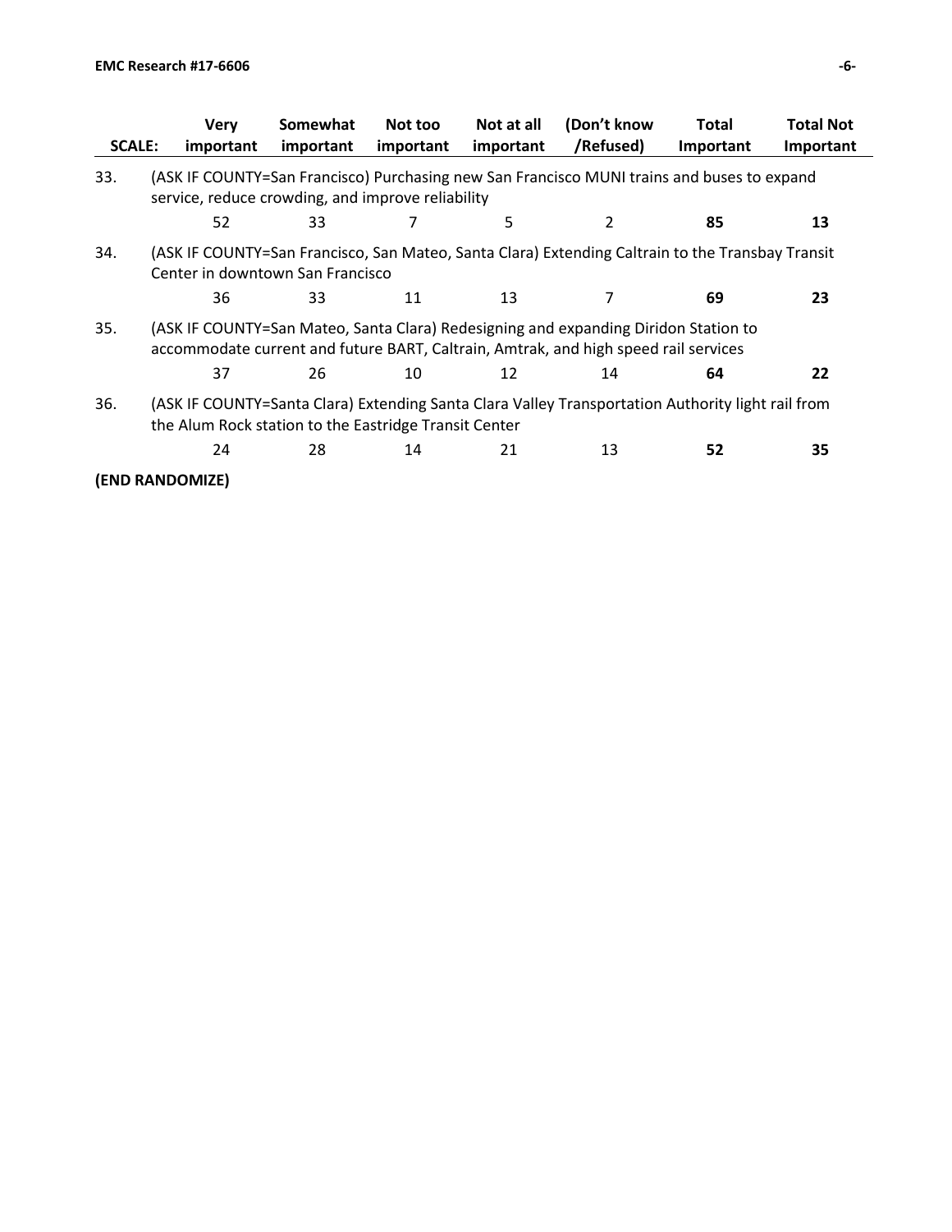| SCALE: | Very important | Somewhat important | Not too important | Not at all important | (Don't know /Refused) | Total Important | Total Not Important |
|---|---|---|---|---|---|---|---|
| 33. (ASK IF COUNTY=San Francisco) Purchasing new San Francisco MUNI trains and buses to expand service, reduce crowding, and improve reliability | | | | | | | |
| | 52 | 33 | 7 | 5 | 2 | **85** | **13** |
| 34. (ASK IF COUNTY=San Francisco, San Mateo, Santa Clara) Extending Caltrain to the Transbay Transit Center in downtown San Francisco | | | | | | | |
| | 36 | 33 | 11 | 13 | 7 | **69** | **23** |
| 35. (ASK IF COUNTY=San Mateo, Santa Clara) Redesigning and expanding Diridon Station to accommodate current and future BART, Caltrain, Amtrak, and high speed rail services | | | | | | | |
| | 37 | 26 | 10 | 12 | 14 | **64** | **22** |
| 36. (ASK IF COUNTY=Santa Clara) Extending Santa Clara Valley Transportation Authority light rail from the Alum Rock station to the Eastridge Transit Center | | | | | | | |
| | 24 | 28 | 14 | 21 | 13 | **52** | **35** |

**(END RANDOMIZE)**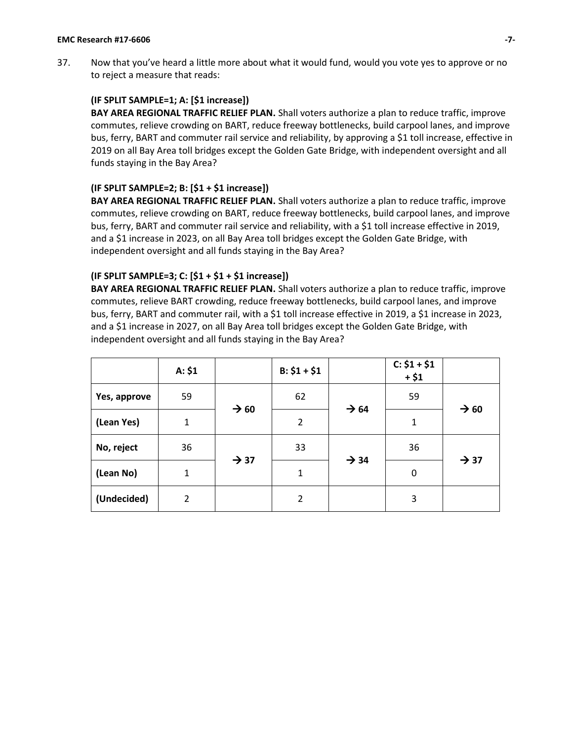37. Now that you've heard a little more about what it would fund, would you vote yes to approve or no to reject a measure that reads:

**(IF SPLIT SAMPLE=1; A: [$1 increase])**
**BAY AREA REGIONAL TRAFFIC RELIEF PLAN.** Shall voters authorize a plan to reduce traffic, improve commutes, relieve crowding on BART, reduce freeway bottlenecks, build carpool lanes, and improve bus, ferry, BART and commuter rail service and reliability, by approving a $1 toll increase, effective in 2019 on all Bay Area toll bridges except the Golden Gate Bridge, with independent oversight and all funds staying in the Bay Area?

**(IF SPLIT SAMPLE=2; B: [$1 + $1 increase])**
**BAY AREA REGIONAL TRAFFIC RELIEF PLAN.** Shall voters authorize a plan to reduce traffic, improve commutes, relieve crowding on BART, reduce freeway bottlenecks, build carpool lanes, and improve bus, ferry, BART and commuter rail service and reliability, with a $1 toll increase effective in 2019, and a $1 increase in 2023, on all Bay Area toll bridges except the Golden Gate Bridge, with independent oversight and all funds staying in the Bay Area?

**(IF SPLIT SAMPLE=3; C: [$1 + $1 + $1 increase])**
**BAY AREA REGIONAL TRAFFIC RELIEF PLAN.** Shall voters authorize a plan to reduce traffic, improve commutes, relieve BART crowding, reduce freeway bottlenecks, build carpool lanes, and improve bus, ferry, BART and commuter rail, with a $1 toll increase effective in 2019, a $1 increase in 2023, and a $1 increase in 2027, on all Bay Area toll bridges except the Golden Gate Bridge, with independent oversight and all funds staying in the Bay Area?

| | A: $1 | | B: $1 + $1 | | C: $1 + $1 + $1 | |
|---|---|---|---|---|---|---|
| Yes, approve | 59 | → 60 | 62 | → 64 | 59 | → 60 |
| (Lean Yes) | 1 | | 2 | | 1 | |
| No, reject | 36 | → 37 | 33 | → 34 | 36 | → 37 |
| (Lean No) | 1 | | 1 | | 0 | |
| (Undecided) | 2 | | 2 | | 3 | |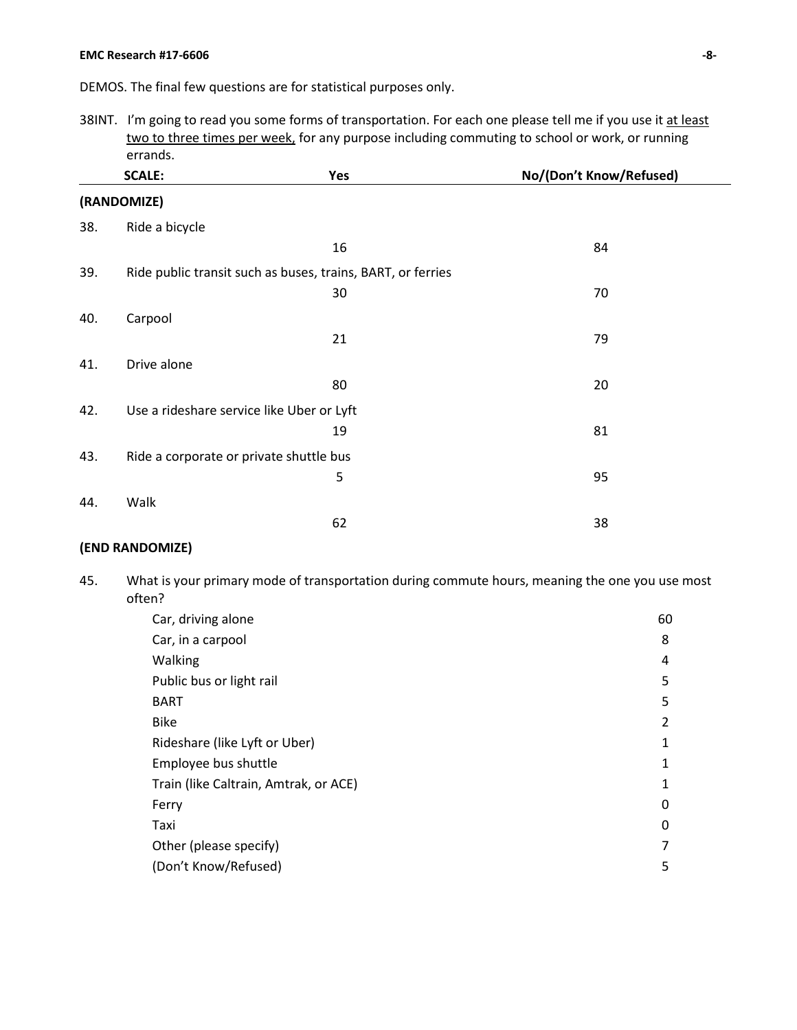DEMOS. The final few questions are for statistical purposes only.

38INT. I'm going to read you some forms of transportation. For each one please tell me if you use it <u>at least two to three times per week,</u> for any purpose including commuting to school or work, or running errands.

| | SCALE: | Yes | No/(Don't Know/Refused) |
|---|---|---|---|
| **(RANDOMIZE)** | | | |
| 38. | Ride a bicycle | 16 | 84 |
| 39. | Ride public transit such as buses, trains, BART, or ferries | 30 | 70 |
| 40. | Carpool | 21 | 79 |
| 41. | Drive alone | 80 | 20 |
| 42. | Use a rideshare service like Uber or Lyft | 19 | 81 |
| 43. | Ride a corporate or private shuttle bus | 5 | 95 |
| 44. | Walk | 62 | 38 |
| **(END RANDOMIZE)** | | | |

45. What is your primary mode of transportation during commute hours, meaning the one you use most often?

| | |
|---|---|
| Car, driving alone | 60 |
| Car, in a carpool | 8 |
| Walking | 4 |
| Public bus or light rail | 5 |
| BART | 5 |
| Bike | 2 |
| Rideshare (like Lyft or Uber) | 1 |
| Employee bus shuttle | 1 |
| Train (like Caltrain, Amtrak, or ACE) | 1 |
| Ferry | 0 |
| Taxi | 0 |
| Other (please specify) | 7 |
| (Don't Know/Refused) | 5 |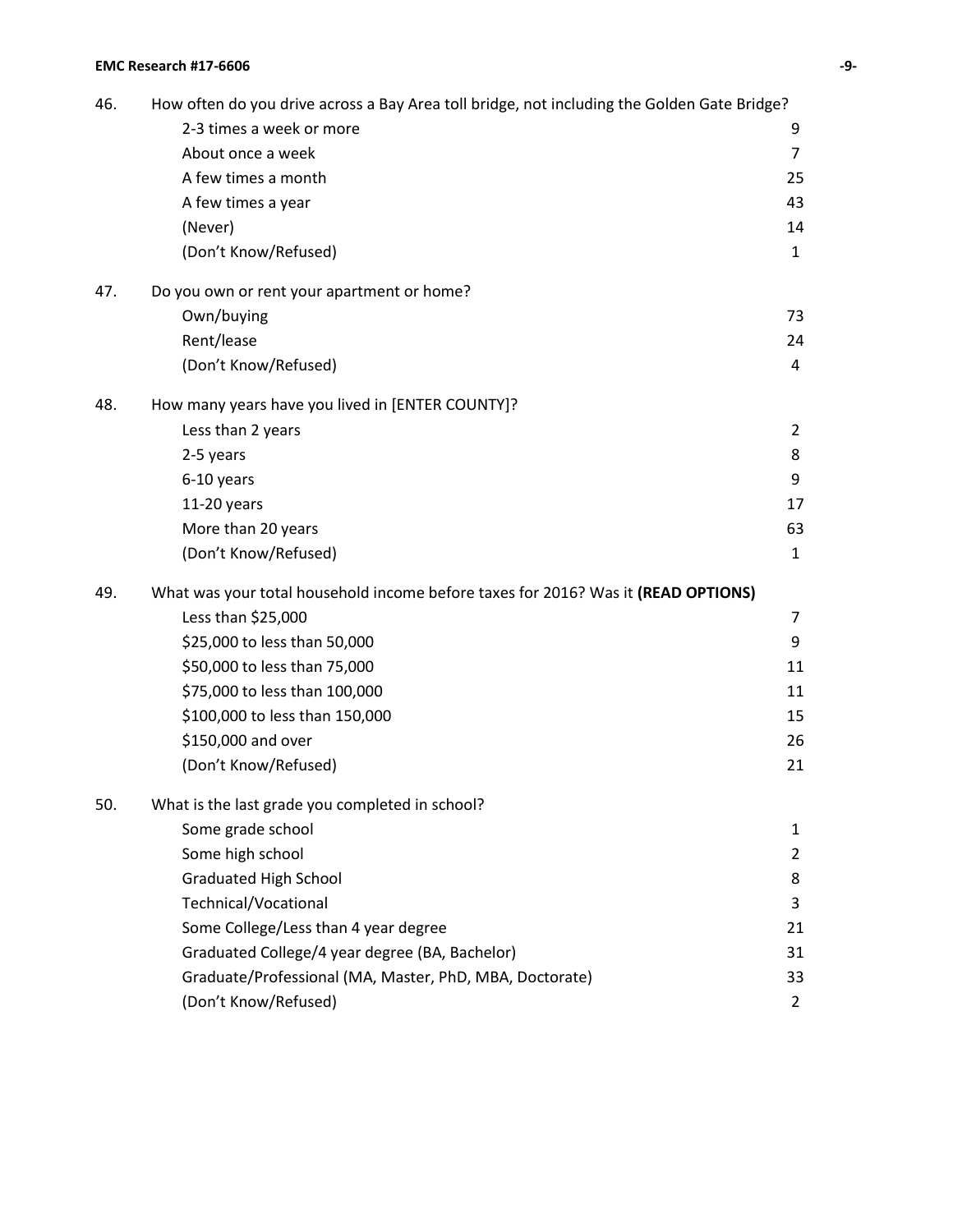46. How often do you drive across a Bay Area toll bridge, not including the Golden Gate Bridge?

| | |
|---|---|
| 2-3 times a week or more | 9 |
| About once a week | 7 |
| A few times a month | 25 |
| A few times a year | 43 |
| (Never) | 14 |
| (Don't Know/Refused) | 1 |

47. Do you own or rent your apartment or home?

| | |
|---|---|
| Own/buying | 73 |
| Rent/lease | 24 |
| (Don't Know/Refused) | 4 |

48. How many years have you lived in [ENTER COUNTY]?

| | |
|---|---|
| Less than 2 years | 2 |
| 2-5 years | 8 |
| 6-10 years | 9 |
| 11-20 years | 17 |
| More than 20 years | 63 |
| (Don't Know/Refused) | 1 |

49. What was your total household income before taxes for 2016? Was it **(READ OPTIONS)**

| | |
|---|---|
| Less than $25,000 | 7 |
| $25,000 to less than 50,000 | 9 |
| $50,000 to less than 75,000 | 11 |
| $75,000 to less than 100,000 | 11 |
| $100,000 to less than 150,000 | 15 |
| $150,000 and over | 26 |
| (Don't Know/Refused) | 21 |

50. What is the last grade you completed in school?

| | |
|---|---|
| Some grade school | 1 |
| Some high school | 2 |
| Graduated High School | 8 |
| Technical/Vocational | 3 |
| Some College/Less than 4 year degree | 21 |
| Graduated College/4 year degree (BA, Bachelor) | 31 |
| Graduate/Professional (MA, Master, PhD, MBA, Doctorate) | 33 |
| (Don't Know/Refused) | 2 |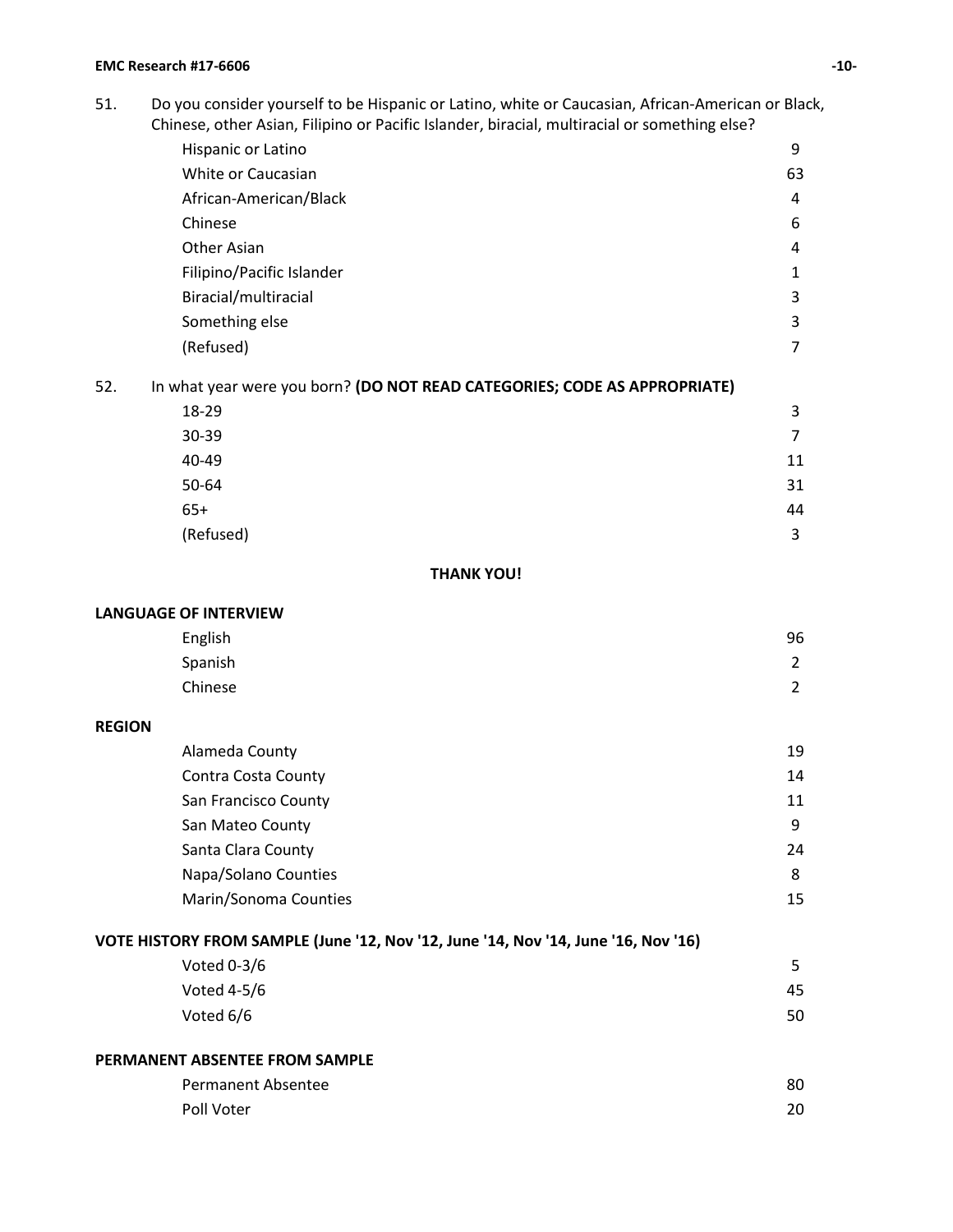51. Do you consider yourself to be Hispanic or Latino, white or Caucasian, African-American or Black, Chinese, other Asian, Filipino or Pacific Islander, biracial, multiracial or something else?

| | |
|---|---|
| Hispanic or Latino | 9 |
| White or Caucasian | 63 |
| African-American/Black | 4 |
| Chinese | 6 |
| Other Asian | 4 |
| Filipino/Pacific Islander | 1 |
| Biracial/multiracial | 3 |
| Something else | 3 |
| (Refused) | 7 |

52. In what year were you born? **(DO NOT READ CATEGORIES; CODE AS APPROPRIATE)**

| | |
|---|---|
| 18-29 | 3 |
| 30-39 | 7 |
| 40-49 | 11 |
| 50-64 | 31 |
| 65+ | 44 |
| (Refused) | 3 |

**THANK YOU!**

**LANGUAGE OF INTERVIEW**

| | |
|---|---|
| English | 96 |
| Spanish | 2 |
| Chinese | 2 |

**REGION**

| | |
|---|---|
| Alameda County | 19 |
| Contra Costa County | 14 |
| San Francisco County | 11 |
| San Mateo County | 9 |
| Santa Clara County | 24 |
| Napa/Solano Counties | 8 |
| Marin/Sonoma Counties | 15 |

**VOTE HISTORY FROM SAMPLE (June '12, Nov '12, June '14, Nov '14, June '16, Nov '16)**

| | |
|---|---|
| Voted 0-3/6 | 5 |
| Voted 4-5/6 | 45 |
| Voted 6/6 | 50 |

**PERMANENT ABSENTEE FROM SAMPLE**

| | |
|---|---|
| Permanent Absentee | 80 |
| Poll Voter | 20 |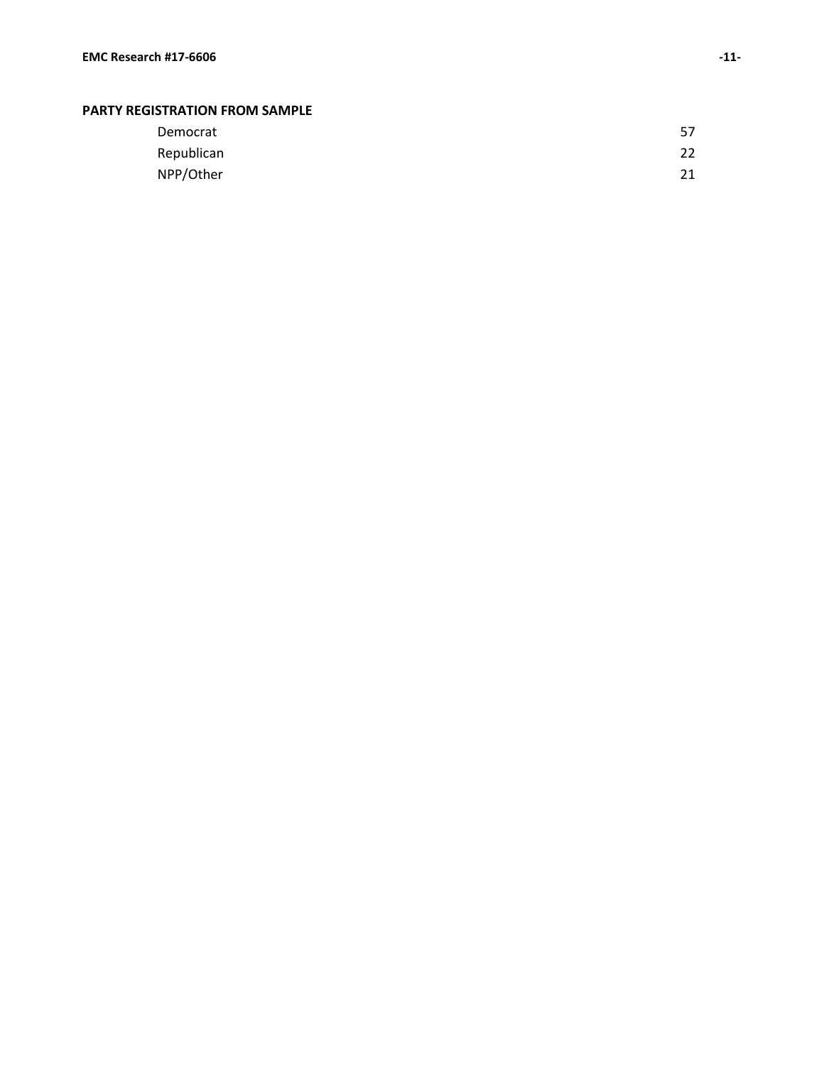**PARTY REGISTRATION FROM SAMPLE**

| | |
|---|---|
| Democrat | 57 |
| Republican | 22 |
| NPP/Other | 21 |